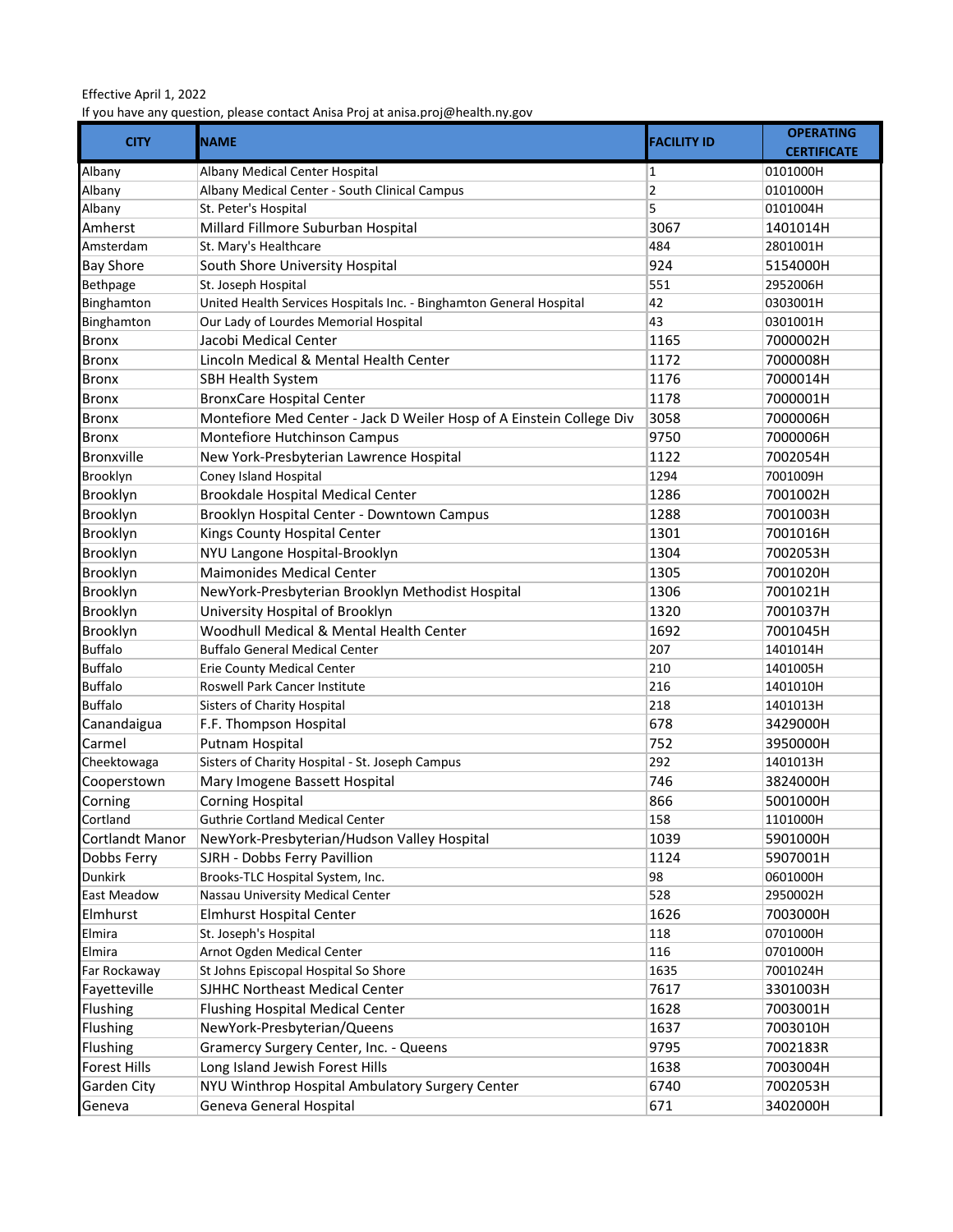Effective April 1, 2022

If you have any question, please contact Anisa Proj at anisa.proj@health.ny.gov

| CITY | NAME | FACILITY ID | OPERATING CERTIFICATE |
|---|---|---|---|
| Albany | Albany Medical Center Hospital | 1 | 0101000H |
| Albany | Albany Medical Center - South Clinical Campus | 2 | 0101000H |
| Albany | St. Peter's Hospital | 5 | 0101004H |
| Amherst | Millard Fillmore Suburban Hospital | 3067 | 1401014H |
| Amsterdam | St. Mary's Healthcare | 484 | 2801001H |
| Bay Shore | South Shore University Hospital | 924 | 5154000H |
| Bethpage | St. Joseph Hospital | 551 | 2952006H |
| Binghamton | United Health Services Hospitals Inc. - Binghamton General Hospital | 42 | 0303001H |
| Binghamton | Our Lady of Lourdes Memorial Hospital | 43 | 0301001H |
| Bronx | Jacobi Medical Center | 1165 | 7000002H |
| Bronx | Lincoln Medical & Mental Health Center | 1172 | 7000008H |
| Bronx | SBH Health System | 1176 | 7000014H |
| Bronx | BronxCare Hospital Center | 1178 | 7000001H |
| Bronx | Montefiore Med Center - Jack D Weiler Hosp of A Einstein College Div | 3058 | 7000006H |
| Bronx | Montefiore Hutchinson Campus | 9750 | 7000006H |
| Bronxville | New York-Presbyterian Lawrence Hospital | 1122 | 7002054H |
| Brooklyn | Coney Island Hospital | 1294 | 7001009H |
| Brooklyn | Brookdale Hospital Medical Center | 1286 | 7001002H |
| Brooklyn | Brooklyn Hospital Center - Downtown Campus | 1288 | 7001003H |
| Brooklyn | Kings County Hospital Center | 1301 | 7001016H |
| Brooklyn | NYU Langone Hospital-Brooklyn | 1304 | 7002053H |
| Brooklyn | Maimonides Medical Center | 1305 | 7001020H |
| Brooklyn | NewYork-Presbyterian Brooklyn Methodist Hospital | 1306 | 7001021H |
| Brooklyn | University Hospital of Brooklyn | 1320 | 7001037H |
| Brooklyn | Woodhull Medical & Mental Health Center | 1692 | 7001045H |
| Buffalo | Buffalo General Medical Center | 207 | 1401014H |
| Buffalo | Erie County Medical Center | 210 | 1401005H |
| Buffalo | Roswell Park Cancer Institute | 216 | 1401010H |
| Buffalo | Sisters of Charity Hospital | 218 | 1401013H |
| Canandaigua | F.F. Thompson Hospital | 678 | 3429000H |
| Carmel | Putnam Hospital | 752 | 3950000H |
| Cheektowaga | Sisters of Charity Hospital - St. Joseph Campus | 292 | 1401013H |
| Cooperstown | Mary Imogene Bassett Hospital | 746 | 3824000H |
| Corning | Corning Hospital | 866 | 5001000H |
| Cortland | Guthrie Cortland Medical Center | 158 | 1101000H |
| Cortlandt Manor | NewYork-Presbyterian/Hudson Valley Hospital | 1039 | 5901000H |
| Dobbs Ferry | SJRH - Dobbs Ferry Pavillion | 1124 | 5907001H |
| Dunkirk | Brooks-TLC Hospital System, Inc. | 98 | 0601000H |
| East Meadow | Nassau University Medical Center | 528 | 2950002H |
| Elmhurst | Elmhurst Hospital Center | 1626 | 7003000H |
| Elmira | St. Joseph's Hospital | 118 | 0701000H |
| Elmira | Arnot Ogden Medical Center | 116 | 0701000H |
| Far Rockaway | St Johns Episcopal Hospital So Shore | 1635 | 7001024H |
| Fayetteville | SJHHC Northeast Medical Center | 7617 | 3301003H |
| Flushing | Flushing Hospital Medical Center | 1628 | 7003001H |
| Flushing | NewYork-Presbyterian/Queens | 1637 | 7003010H |
| Flushing | Gramercy Surgery Center, Inc. - Queens | 9795 | 7002183R |
| Forest Hills | Long Island Jewish Forest Hills | 1638 | 7003004H |
| Garden City | NYU Winthrop Hospital Ambulatory Surgery Center | 6740 | 7002053H |
| Geneva | Geneva General Hospital | 671 | 3402000H |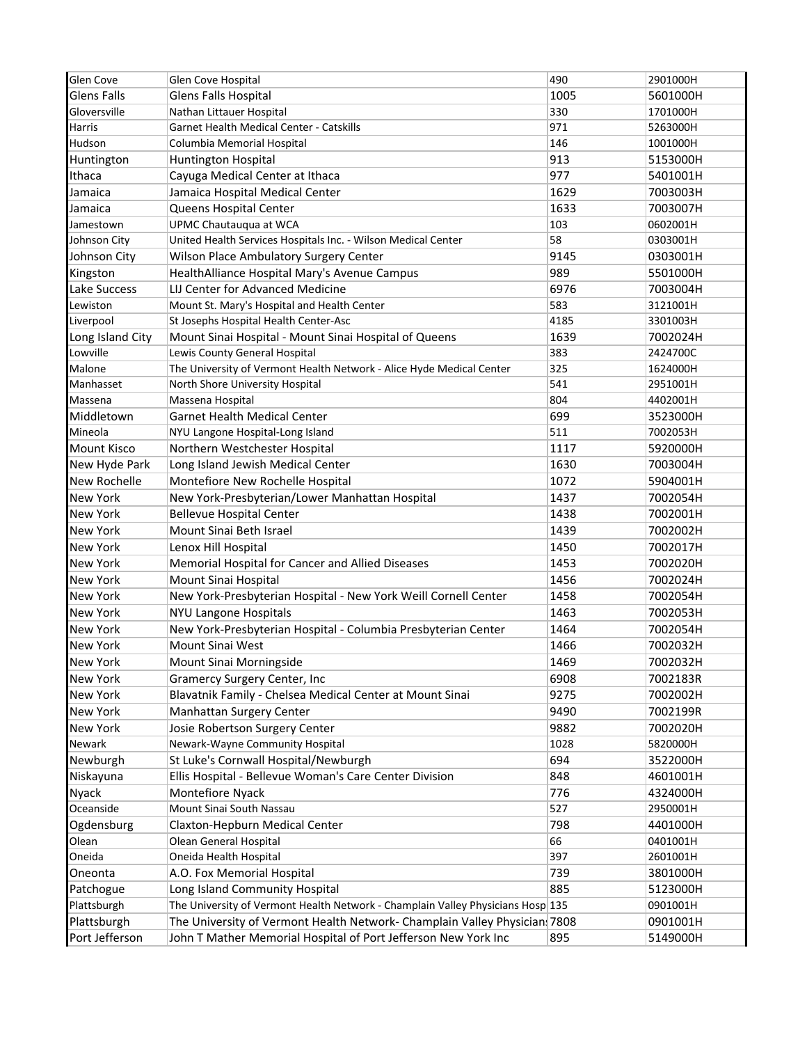| | | | |
|---|---|---|---|
| Glen Cove | Glen Cove Hospital | 490 | 2901000H |
| Glens Falls | Glens Falls Hospital | 1005 | 5601000H |
| Gloversville | Nathan Littauer Hospital | 330 | 1701000H |
| Harris | Garnet Health Medical Center - Catskills | 971 | 5263000H |
| Hudson | Columbia Memorial Hospital | 146 | 1001000H |
| Huntington | Huntington Hospital | 913 | 5153000H |
| Ithaca | Cayuga Medical Center at Ithaca | 977 | 5401001H |
| Jamaica | Jamaica Hospital Medical Center | 1629 | 7003003H |
| Jamaica | Queens Hospital Center | 1633 | 7003007H |
| Jamestown | UPMC Chautauqua at WCA | 103 | 0602001H |
| Johnson City | United Health Services Hospitals Inc. - Wilson Medical Center | 58 | 0303001H |
| Johnson City | Wilson Place Ambulatory Surgery Center | 9145 | 0303001H |
| Kingston | HealthAlliance Hospital Mary's Avenue Campus | 989 | 5501000H |
| Lake Success | LIJ Center for Advanced Medicine | 6976 | 7003004H |
| Lewiston | Mount St. Mary's Hospital and Health Center | 583 | 3121001H |
| Liverpool | St Josephs Hospital Health Center-Asc | 4185 | 3301003H |
| Long Island City | Mount Sinai Hospital - Mount Sinai Hospital of Queens | 1639 | 7002024H |
| Lowville | Lewis County General Hospital | 383 | 2424700C |
| Malone | The University of Vermont Health Network - Alice Hyde Medical Center | 325 | 1624000H |
| Manhasset | North Shore University Hospital | 541 | 2951001H |
| Massena | Massena Hospital | 804 | 4402001H |
| Middletown | Garnet Health Medical Center | 699 | 3523000H |
| Mineola | NYU Langone Hospital-Long Island | 511 | 7002053H |
| Mount Kisco | Northern Westchester Hospital | 1117 | 5920000H |
| New Hyde Park | Long Island Jewish Medical Center | 1630 | 7003004H |
| New Rochelle | Montefiore New Rochelle Hospital | 1072 | 5904001H |
| New York | New York-Presbyterian/Lower Manhattan Hospital | 1437 | 7002054H |
| New York | Bellevue Hospital Center | 1438 | 7002001H |
| New York | Mount Sinai Beth Israel | 1439 | 7002002H |
| New York | Lenox Hill Hospital | 1450 | 7002017H |
| New York | Memorial Hospital for Cancer and Allied Diseases | 1453 | 7002020H |
| New York | Mount Sinai Hospital | 1456 | 7002024H |
| New York | New York-Presbyterian Hospital - New York Weill Cornell Center | 1458 | 7002054H |
| New York | NYU Langone Hospitals | 1463 | 7002053H |
| New York | New York-Presbyterian Hospital - Columbia Presbyterian Center | 1464 | 7002054H |
| New York | Mount Sinai West | 1466 | 7002032H |
| New York | Mount Sinai Morningside | 1469 | 7002032H |
| New York | Gramercy Surgery Center, Inc | 6908 | 7002183R |
| New York | Blavatnik Family - Chelsea Medical Center at Mount Sinai | 9275 | 7002002H |
| New York | Manhattan Surgery Center | 9490 | 7002199R |
| New York | Josie Robertson Surgery Center | 9882 | 7002020H |
| Newark | Newark-Wayne Community Hospital | 1028 | 5820000H |
| Newburgh | St Luke's Cornwall Hospital/Newburgh | 694 | 3522000H |
| Niskayuna | Ellis Hospital - Bellevue Woman's Care Center Division | 848 | 4601001H |
| Nyack | Montefiore Nyack | 776 | 4324000H |
| Oceanside | Mount Sinai South Nassau | 527 | 2950001H |
| Ogdensburg | Claxton-Hepburn Medical Center | 798 | 4401000H |
| Olean | Olean General Hospital | 66 | 0401001H |
| Oneida | Oneida Health Hospital | 397 | 2601001H |
| Oneonta | A.O. Fox Memorial Hospital | 739 | 3801000H |
| Patchogue | Long Island Community Hospital | 885 | 5123000H |
| Plattsburgh | The University of Vermont Health Network - Champlain Valley Physicians Hosp | 135 | 0901001H |
| Plattsburgh | The University of Vermont Health Network- Champlain Valley Physician: | 7808 | 0901001H |
| Port Jefferson | John T Mather Memorial Hospital of Port Jefferson New York Inc | 895 | 5149000H |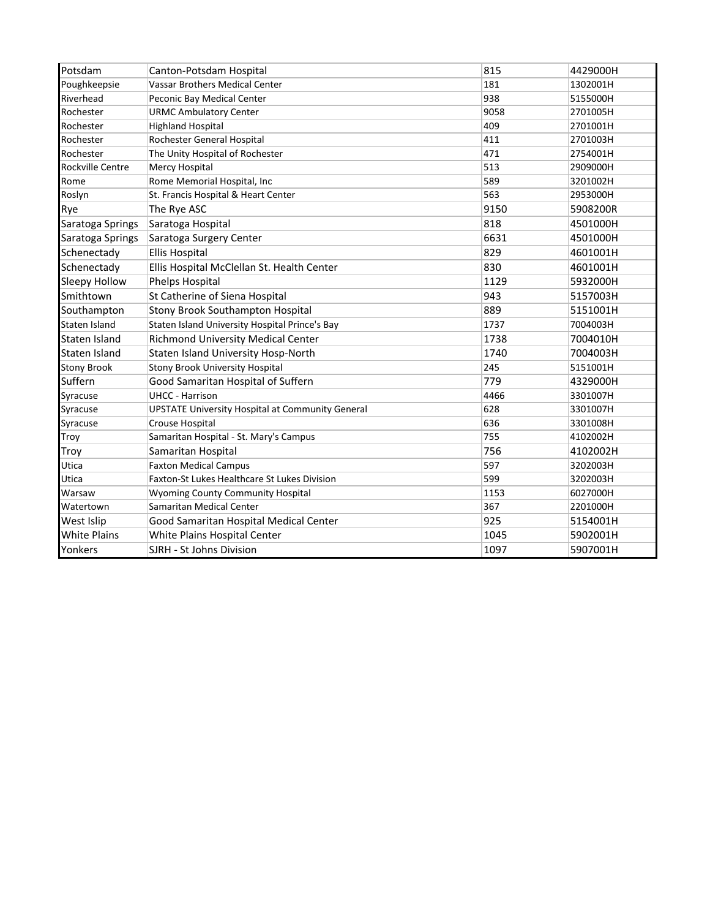| | | | |
|---|---|---|---|
| Potsdam | Canton-Potsdam Hospital | 815 | 4429000H |
| Poughkeepsie | Vassar Brothers Medical Center | 181 | 1302001H |
| Riverhead | Peconic Bay Medical Center | 938 | 5155000H |
| Rochester | URMC Ambulatory Center | 9058 | 2701005H |
| Rochester | Highland Hospital | 409 | 2701001H |
| Rochester | Rochester General Hospital | 411 | 2701003H |
| Rochester | The Unity Hospital of Rochester | 471 | 2754001H |
| Rockville Centre | Mercy Hospital | 513 | 2909000H |
| Rome | Rome Memorial Hospital, Inc | 589 | 3201002H |
| Roslyn | St. Francis Hospital & Heart Center | 563 | 2953000H |
| Rye | The Rye ASC | 9150 | 5908200R |
| Saratoga Springs | Saratoga Hospital | 818 | 4501000H |
| Saratoga Springs | Saratoga Surgery Center | 6631 | 4501000H |
| Schenectady | Ellis Hospital | 829 | 4601001H |
| Schenectady | Ellis Hospital McClellan St. Health Center | 830 | 4601001H |
| Sleepy Hollow | Phelps Hospital | 1129 | 5932000H |
| Smithtown | St Catherine of Siena Hospital | 943 | 5157003H |
| Southampton | Stony Brook Southampton Hospital | 889 | 5151001H |
| Staten Island | Staten Island University Hospital Prince's Bay | 1737 | 7004003H |
| Staten Island | Richmond University Medical Center | 1738 | 7004010H |
| Staten Island | Staten Island University Hosp-North | 1740 | 7004003H |
| Stony Brook | Stony Brook University Hospital | 245 | 5151001H |
| Suffern | Good Samaritan Hospital of Suffern | 779 | 4329000H |
| Syracuse | UHCC - Harrison | 4466 | 3301007H |
| Syracuse | UPSTATE University Hospital at Community General | 628 | 3301007H |
| Syracuse | Crouse Hospital | 636 | 3301008H |
| Troy | Samaritan Hospital - St. Mary's Campus | 755 | 4102002H |
| Troy | Samaritan Hospital | 756 | 4102002H |
| Utica | Faxton Medical Campus | 597 | 3202003H |
| Utica | Faxton-St Lukes Healthcare St Lukes Division | 599 | 3202003H |
| Warsaw | Wyoming County Community Hospital | 1153 | 6027000H |
| Watertown | Samaritan Medical Center | 367 | 2201000H |
| West Islip | Good Samaritan Hospital Medical Center | 925 | 5154001H |
| White Plains | White Plains Hospital Center | 1045 | 5902001H |
| Yonkers | SJRH - St Johns Division | 1097 | 5907001H |